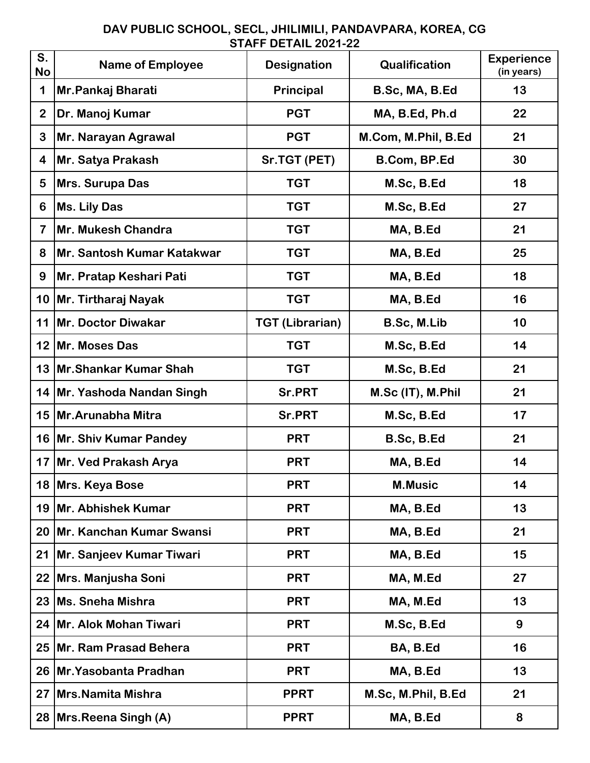# DAV PUBLIC SCHOOL, SECL, JHILIMILI, PANDAVPARA, KOREA, CG

## STAFF DETAIL 2021-22

| S. No | Name of Employee | Designation | Qualification | Experience (in years) |
|---|---|---|---|---|
| 1 | Mr.Pankaj Bharati | Principal | B.Sc, MA, B.Ed | 13 |
| 2 | Dr. Manoj Kumar | PGT | MA, B.Ed, Ph.d | 22 |
| 3 | Mr. Narayan Agrawal | PGT | M.Com, M.Phil, B.Ed | 21 |
| 4 | Mr. Satya Prakash | Sr.TGT (PET) | B.Com, BP.Ed | 30 |
| 5 | Mrs. Surupa Das | TGT | M.Sc, B.Ed | 18 |
| 6 | Ms. Lily Das | TGT | M.Sc, B.Ed | 27 |
| 7 | Mr. Mukesh Chandra | TGT | MA, B.Ed | 21 |
| 8 | Mr. Santosh Kumar Katakwar | TGT | MA, B.Ed | 25 |
| 9 | Mr. Pratap Keshari Pati | TGT | MA, B.Ed | 18 |
| 10 | Mr. Tirtharaj Nayak | TGT | MA, B.Ed | 16 |
| 11 | Mr. Doctor Diwakar | TGT (Librarian) | B.Sc, M.Lib | 10 |
| 12 | Mr. Moses Das | TGT | M.Sc, B.Ed | 14 |
| 13 | Mr.Shankar Kumar Shah | TGT | M.Sc, B.Ed | 21 |
| 14 | Mr. Yashoda Nandan Singh | Sr.PRT | M.Sc (IT), M.Phil | 21 |
| 15 | Mr.Arunabha Mitra | Sr.PRT | M.Sc, B.Ed | 17 |
| 16 | Mr. Shiv Kumar Pandey | PRT | B.Sc, B.Ed | 21 |
| 17 | Mr. Ved Prakash Arya | PRT | MA, B.Ed | 14 |
| 18 | Mrs. Keya Bose | PRT | M.Music | 14 |
| 19 | Mr. Abhishek Kumar | PRT | MA, B.Ed | 13 |
| 20 | Mr. Kanchan Kumar Swansi | PRT | MA, B.Ed | 21 |
| 21 | Mr. Sanjeev Kumar Tiwari | PRT | MA, B.Ed | 15 |
| 22 | Mrs. Manjusha Soni | PRT | MA, M.Ed | 27 |
| 23 | Ms. Sneha Mishra | PRT | MA, M.Ed | 13 |
| 24 | Mr. Alok Mohan Tiwari | PRT | M.Sc, B.Ed | 9 |
| 25 | Mr. Ram Prasad Behera | PRT | BA, B.Ed | 16 |
| 26 | Mr.Yasobanta Pradhan | PRT | MA, B.Ed | 13 |
| 27 | Mrs.Namita Mishra | PPRT | M.Sc, M.Phil, B.Ed | 21 |
| 28 | Mrs.Reena Singh (A) | PPRT | MA, B.Ed | 8 |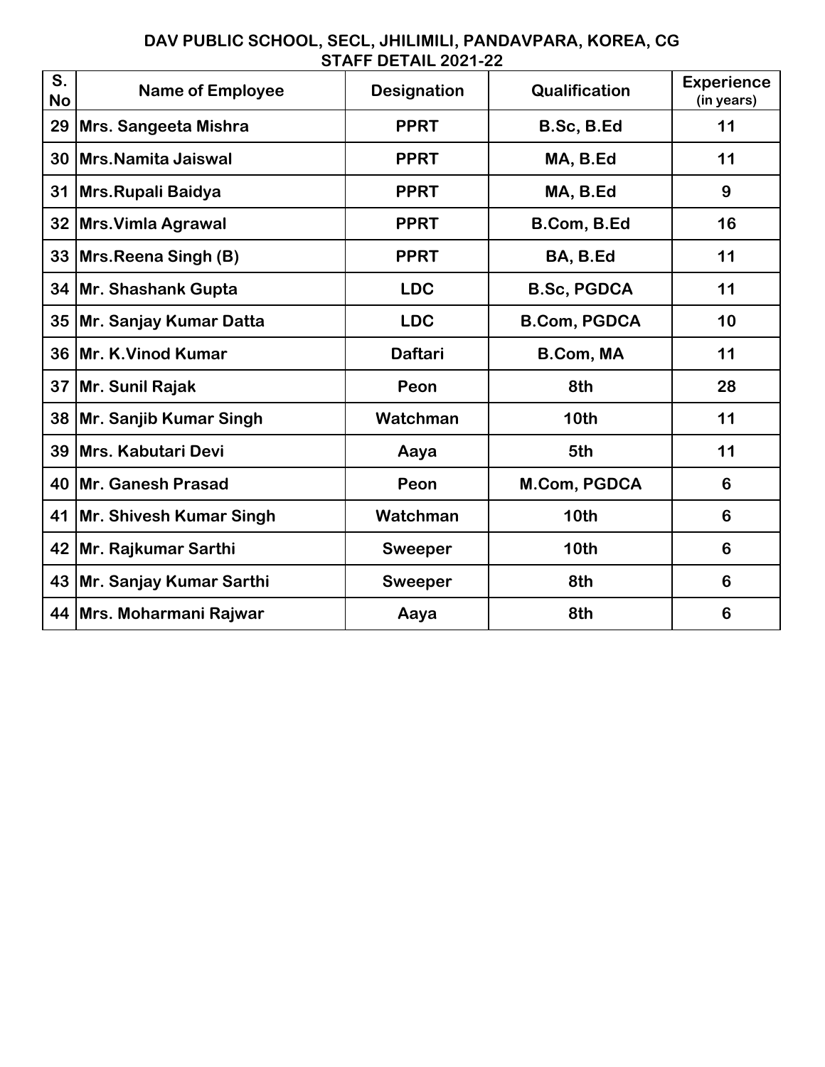**DAV PUBLIC SCHOOL, SECL, JHILIMILI, PANDAVPARA, KOREA, CG**
**STAFF DETAIL 2021-22**

| S. No | Name of Employee | Designation | Qualification | Experience (in years) |
|---|---|---|---|---|
| 29 | Mrs. Sangeeta Mishra | PPRT | B.Sc, B.Ed | 11 |
| 30 | Mrs.Namita Jaiswal | PPRT | MA, B.Ed | 11 |
| 31 | Mrs.Rupali Baidya | PPRT | MA, B.Ed | 9 |
| 32 | Mrs.Vimla Agrawal | PPRT | B.Com, B.Ed | 16 |
| 33 | Mrs.Reena Singh (B) | PPRT | BA, B.Ed | 11 |
| 34 | Mr. Shashank Gupta | LDC | B.Sc, PGDCA | 11 |
| 35 | Mr. Sanjay Kumar Datta | LDC | B.Com, PGDCA | 10 |
| 36 | Mr. K.Vinod Kumar | Daftari | B.Com, MA | 11 |
| 37 | Mr. Sunil Rajak | Peon | 8th | 28 |
| 38 | Mr. Sanjib Kumar Singh | Watchman | 10th | 11 |
| 39 | Mrs. Kabutari Devi | Aaya | 5th | 11 |
| 40 | Mr. Ganesh Prasad | Peon | M.Com, PGDCA | 6 |
| 41 | Mr. Shivesh Kumar Singh | Watchman | 10th | 6 |
| 42 | Mr. Rajkumar Sarthi | Sweeper | 10th | 6 |
| 43 | Mr. Sanjay Kumar Sarthi | Sweeper | 8th | 6 |
| 44 | Mrs. Moharmani Rajwar | Aaya | 8th | 6 |